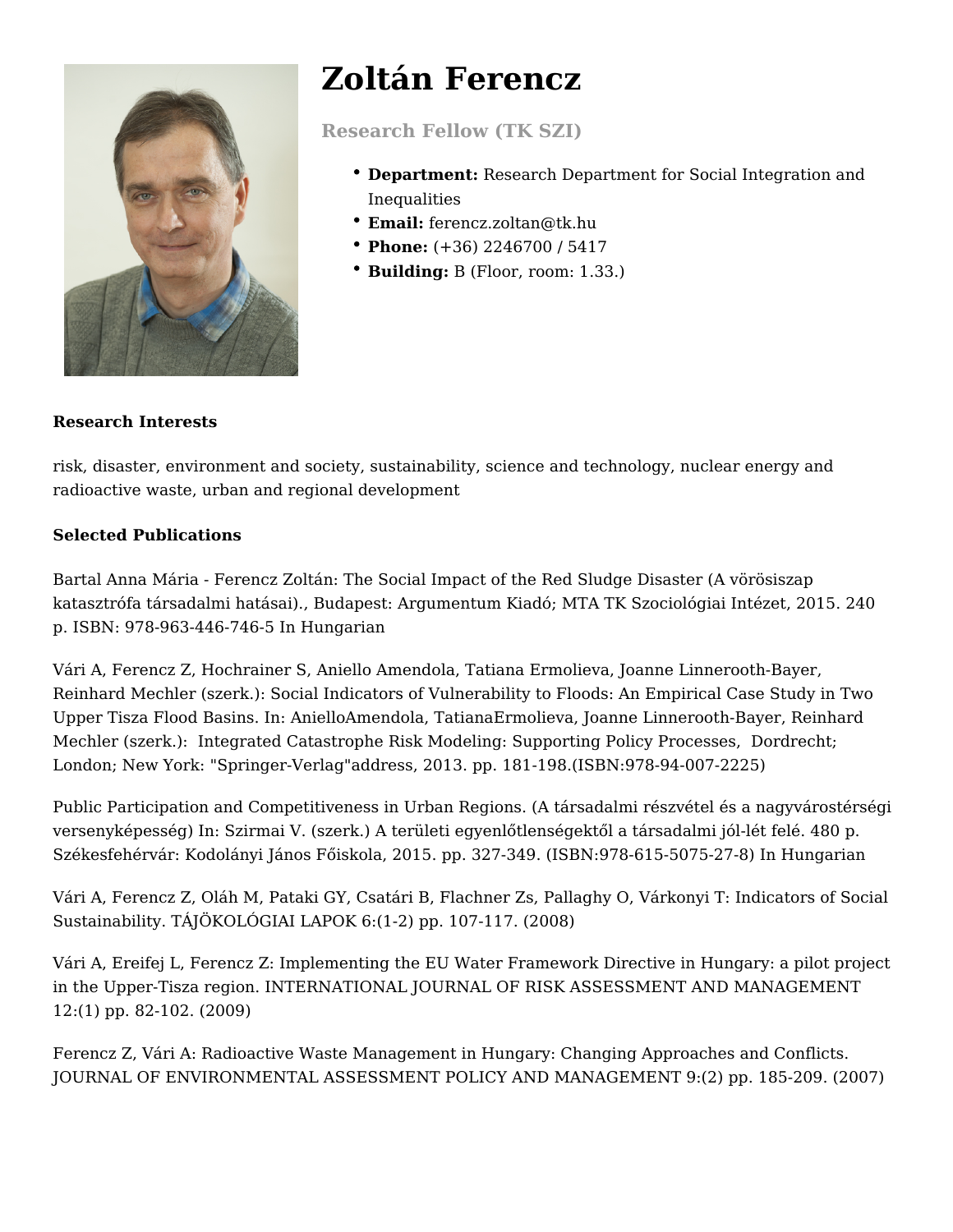# Zoltán Ferencz

### Research Fellow (TK SZI)

- **Department:** Research Department for Social Integration and Inequalities
- **Email:** ferencz.zoltan@tk.hu
- **Phone:** (+36) 2246700 / 5417
- **Building:** B (Floor, room: 1.33.)

**Research Interests**

risk, disaster, environment and society, sustainability, science and technology, nuclear energy and radioactive waste, urban and regional development

**Selected Publications**

Bartal Anna Mária - Ferencz Zoltán: The Social Impact of the Red Sludge Disaster (A vörösiszap katasztrófa társadalmi hatásai)., Budapest: Argumentum Kiadó; MTA TK Szociológiai Intézet, 2015. 240 p. ISBN: 978-963-446-746-5 In Hungarian

Vári A, Ferencz Z, Hochrainer S, Aniello Amendola, Tatiana Ermolieva, Joanne Linnerooth-Bayer, Reinhard Mechler (szerk.): Social Indicators of Vulnerability to Floods: An Empirical Case Study in Two Upper Tisza Flood Basins. In: AnielloAmendola, TatianaErmolieva, Joanne Linnerooth-Bayer, Reinhard Mechler (szerk.): Integrated Catastrophe Risk Modeling: Supporting Policy Processes, Dordrecht; London; New York: "Springer-Verlag"address, 2013. pp. 181-198.(ISBN:978-94-007-2225)

Public Participation and Competitiveness in Urban Regions. (A társadalmi részvétel és a nagyvárostérségi versenyképesség) In: Szirmai V. (szerk.) A területi egyenlőtlenségektől a társadalmi jól-lét felé. 480 p. Székesfehérvár: Kodolányi János Főiskola, 2015. pp. 327-349. (ISBN:978-615-5075-27-8) In Hungarian

Vári A, Ferencz Z, Oláh M, Pataki GY, Csatári B, Flachner Zs, Pallaghy O, Várkonyi T: Indicators of Social Sustainability. TÁJÖKOLÓGIAI LAPOK 6:(1-2) pp. 107-117. (2008)

Vári A, Ereifej L, Ferencz Z: Implementing the EU Water Framework Directive in Hungary: a pilot project in the Upper-Tisza region. INTERNATIONAL JOURNAL OF RISK ASSESSMENT AND MANAGEMENT 12:(1) pp. 82-102. (2009)

Ferencz Z, Vári A: Radioactive Waste Management in Hungary: Changing Approaches and Conflicts. JOURNAL OF ENVIRONMENTAL ASSESSMENT POLICY AND MANAGEMENT 9:(2) pp. 185-209. (2007)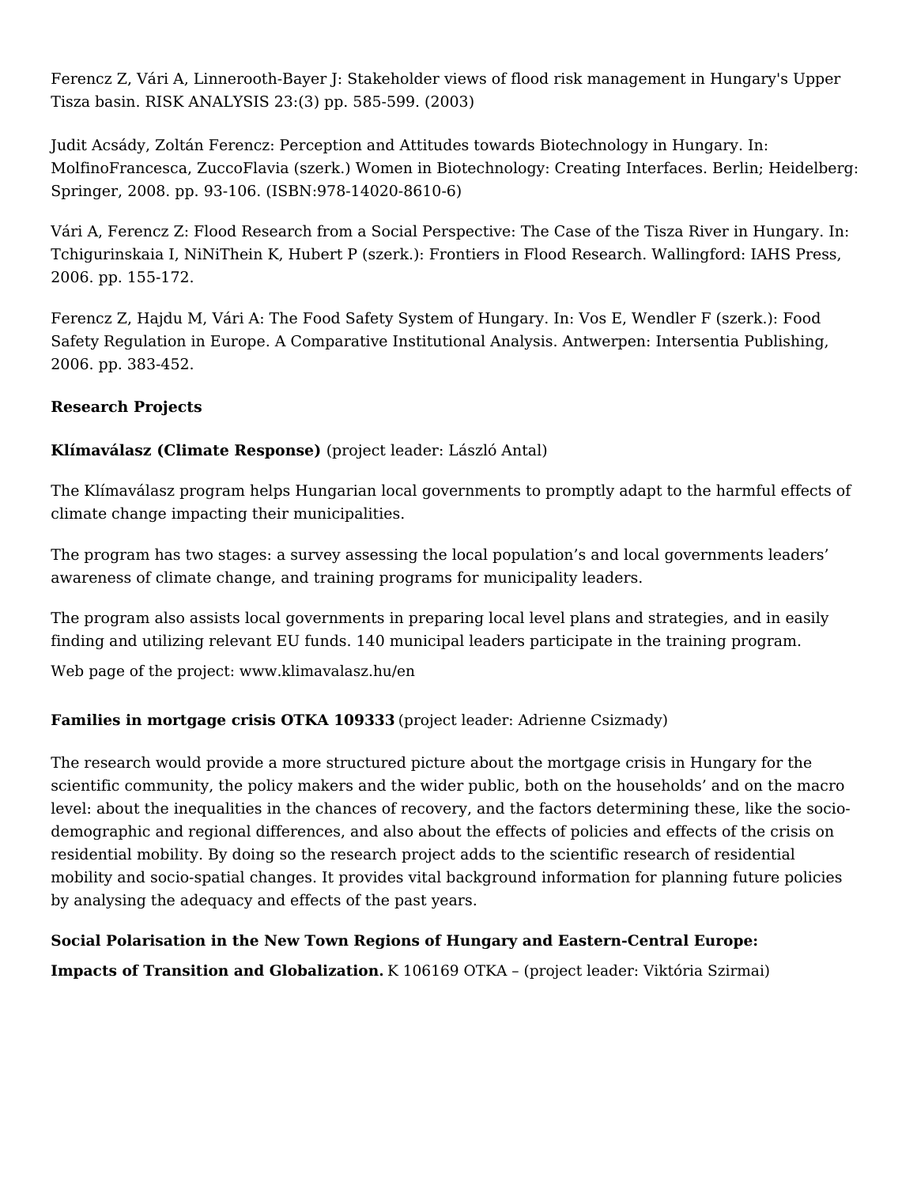Ferencz Z, Vári A, Linnerooth-Bayer J: Stakeholder views of flood risk management in Hungary's Upper Tisza basin. RISK ANALYSIS 23:(3) pp. 585-599. (2003)

Judit Acsády, Zoltán Ferencz: Perception and Attitudes towards Biotechnology in Hungary. In: MolfinoFrancesca, ZuccoFlavia (szerk.) Women in Biotechnology: Creating Interfaces. Berlin; Heidelberg: Springer, 2008. pp. 93-106. (ISBN:978-14020-8610-6)

Vári A, Ferencz Z: Flood Research from a Social Perspective: The Case of the Tisza River in Hungary. In: Tchigurinskaia I, NiNiThein K, Hubert P (szerk.): Frontiers in Flood Research. Wallingford: IAHS Press, 2006. pp. 155-172.

Ferencz Z, Hajdu M, Vári A: The Food Safety System of Hungary. In: Vos E, Wendler F (szerk.): Food Safety Regulation in Europe. A Comparative Institutional Analysis. Antwerpen: Intersentia Publishing, 2006. pp. 383-452.

**Research Projects**

**Klímaválasz (Climate Response)** (project leader: László Antal)

The Klímaválasz program helps Hungarian local governments to promptly adapt to the harmful effects of climate change impacting their municipalities.

The program has two stages: a survey assessing the local population's and local governments leaders' awareness of climate change, and training programs for municipality leaders.

The program also assists local governments in preparing local level plans and strategies, and in easily finding and utilizing relevant EU funds. 140 municipal leaders participate in the training program.

Web page of the project: www.klimavalasz.hu/en

**Families in mortgage crisis OTKA 109333** (project leader: Adrienne Csizmady)

The research would provide a more structured picture about the mortgage crisis in Hungary for the scientific community, the policy makers and the wider public, both on the households' and on the macro level: about the inequalities in the chances of recovery, and the factors determining these, like the socio-demographic and regional differences, and also about the effects of policies and effects of the crisis on residential mobility. By doing so the research project adds to the scientific research of residential mobility and socio-spatial changes. It provides vital background information for planning future policies by analysing the adequacy and effects of the past years.

**Social Polarisation in the New Town Regions of Hungary and Eastern-Central Europe: Impacts of Transition and Globalization.** K 106169 OTKA – (project leader: Viktória Szirmai)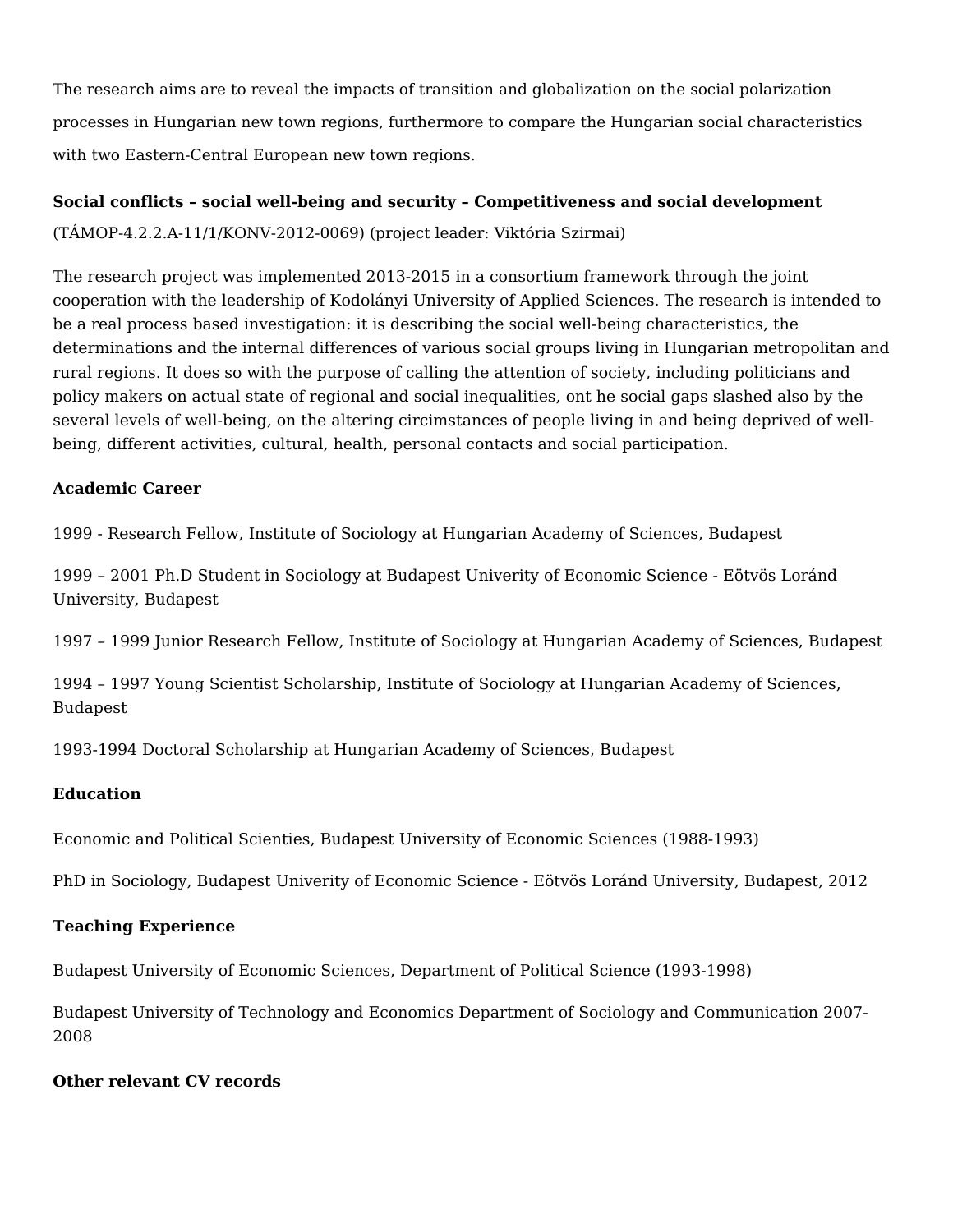The research aims are to reveal the impacts of transition and globalization on the social polarization processes in Hungarian new town regions, furthermore to compare the Hungarian social characteristics with two Eastern-Central European new town regions.

**Social conflicts – social well-being and security – Competitiveness and social development**

(TÁMOP-4.2.2.A-11/1/KONV-2012-0069) (project leader: Viktória Szirmai)

The research project was implemented 2013-2015 in a consortium framework through the joint cooperation with the leadership of Kodolányi University of Applied Sciences. The research is intended to be a real process based investigation: it is describing the social well-being characteristics, the determinations and the internal differences of various social groups living in Hungarian metropolitan and rural regions. It does so with the purpose of calling the attention of society, including politicians and policy makers on actual state of regional and social inequalities, ont he social gaps slashed also by the several levels of well-being, on the altering circimstances of people living in and being deprived of well-being, different activities, cultural, health, personal contacts and social participation.

**Academic Career**

1999 - Research Fellow, Institute of Sociology at Hungarian Academy of Sciences, Budapest

1999 – 2001 Ph.D Student in Sociology at Budapest Univerity of Economic Science - Eötvös Loránd University, Budapest

1997 – 1999 Junior Research Fellow, Institute of Sociology at Hungarian Academy of Sciences, Budapest

1994 – 1997 Young Scientist Scholarship, Institute of Sociology at Hungarian Academy of Sciences, Budapest

1993-1994 Doctoral Scholarship at Hungarian Academy of Sciences, Budapest

**Education**

Economic and Political Scienties, Budapest University of Economic Sciences (1988-1993)

PhD in Sociology, Budapest Univerity of Economic Science - Eötvös Loránd University, Budapest, 2012

**Teaching Experience**

Budapest University of Economic Sciences, Department of Political Science (1993-1998)

Budapest University of Technology and Economics Department of Sociology and Communication 2007-2008

**Other relevant CV records**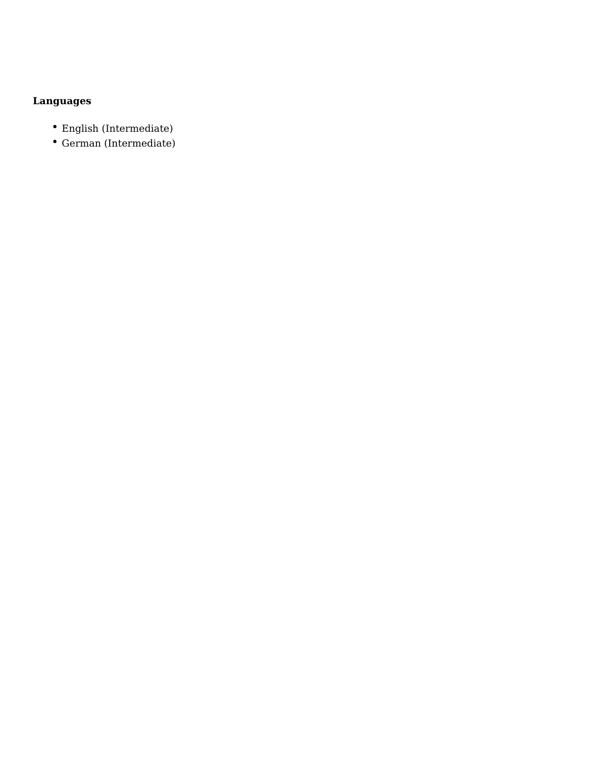**Languages**

- English (Intermediate)
- German (Intermediate)